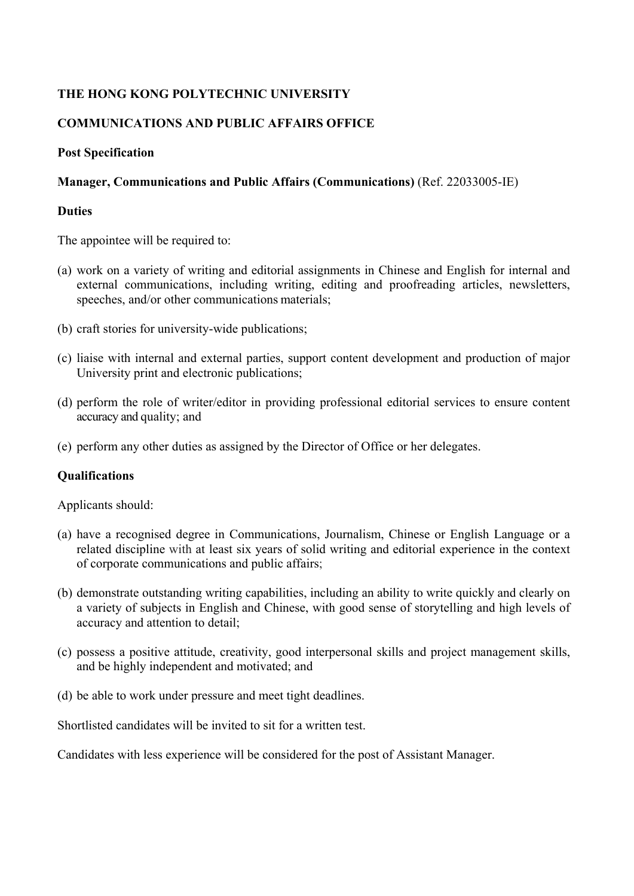**THE HONG KONG POLYTECHNIC UNIVERSITY**

**COMMUNICATIONS AND PUBLIC AFFAIRS OFFICE**

**Post Specification**

**Manager, Communications and Public Affairs (Communications)** (Ref. 22033005-IE)

**Duties**

The appointee will be required to:

(a) work on a variety of writing and editorial assignments in Chinese and English for internal and external communications, including writing, editing and proofreading articles, newsletters, speeches, and/or other communications materials;

(b) craft stories for university-wide publications;

(c) liaise with internal and external parties, support content development and production of major University print and electronic publications;

(d) perform the role of writer/editor in providing professional editorial services to ensure content accuracy and quality; and

(e) perform any other duties as assigned by the Director of Office or her delegates.

**Qualifications**

Applicants should:

(a) have a recognised degree in Communications, Journalism, Chinese or English Language or a related discipline with at least six years of solid writing and editorial experience in the context of corporate communications and public affairs;

(b) demonstrate outstanding writing capabilities, including an ability to write quickly and clearly on a variety of subjects in English and Chinese, with good sense of storytelling and high levels of accuracy and attention to detail;

(c) possess a positive attitude, creativity, good interpersonal skills and project management skills, and be highly independent and motivated; and

(d) be able to work under pressure and meet tight deadlines.

Shortlisted candidates will be invited to sit for a written test.

Candidates with less experience will be considered for the post of Assistant Manager.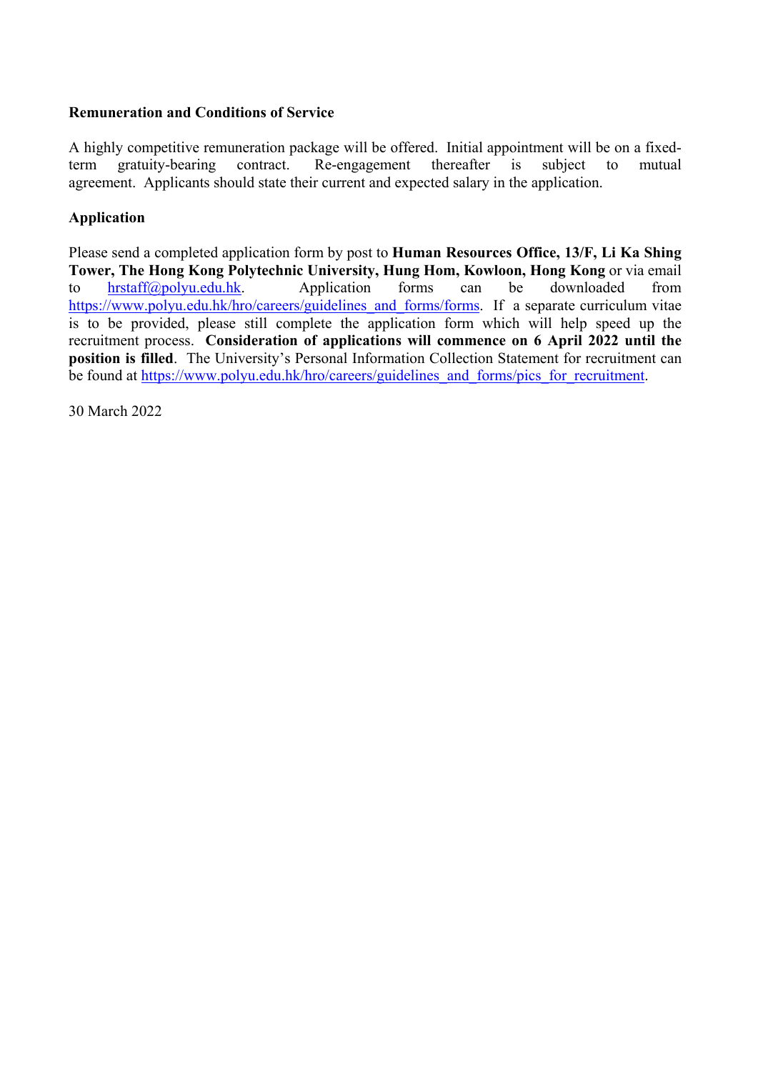**Remuneration and Conditions of Service**

A highly competitive remuneration package will be offered. Initial appointment will be on a fixed-term gratuity-bearing contract. Re-engagement thereafter is subject to mutual agreement. Applicants should state their current and expected salary in the application.

**Application**

Please send a completed application form by post to **Human Resources Office, 13/F, Li Ka Shing Tower, The Hong Kong Polytechnic University, Hung Hom, Kowloon, Hong Kong** or via email to hrstaff@polyu.edu.hk. Application forms can be downloaded from https://www.polyu.edu.hk/hro/careers/guidelines_and_forms/forms. If a separate curriculum vitae is to be provided, please still complete the application form which will help speed up the recruitment process. **Consideration of applications will commence on 6 April 2022 until the position is filled**. The University's Personal Information Collection Statement for recruitment can be found at https://www.polyu.edu.hk/hro/careers/guidelines_and_forms/pics_for_recruitment.

30 March 2022